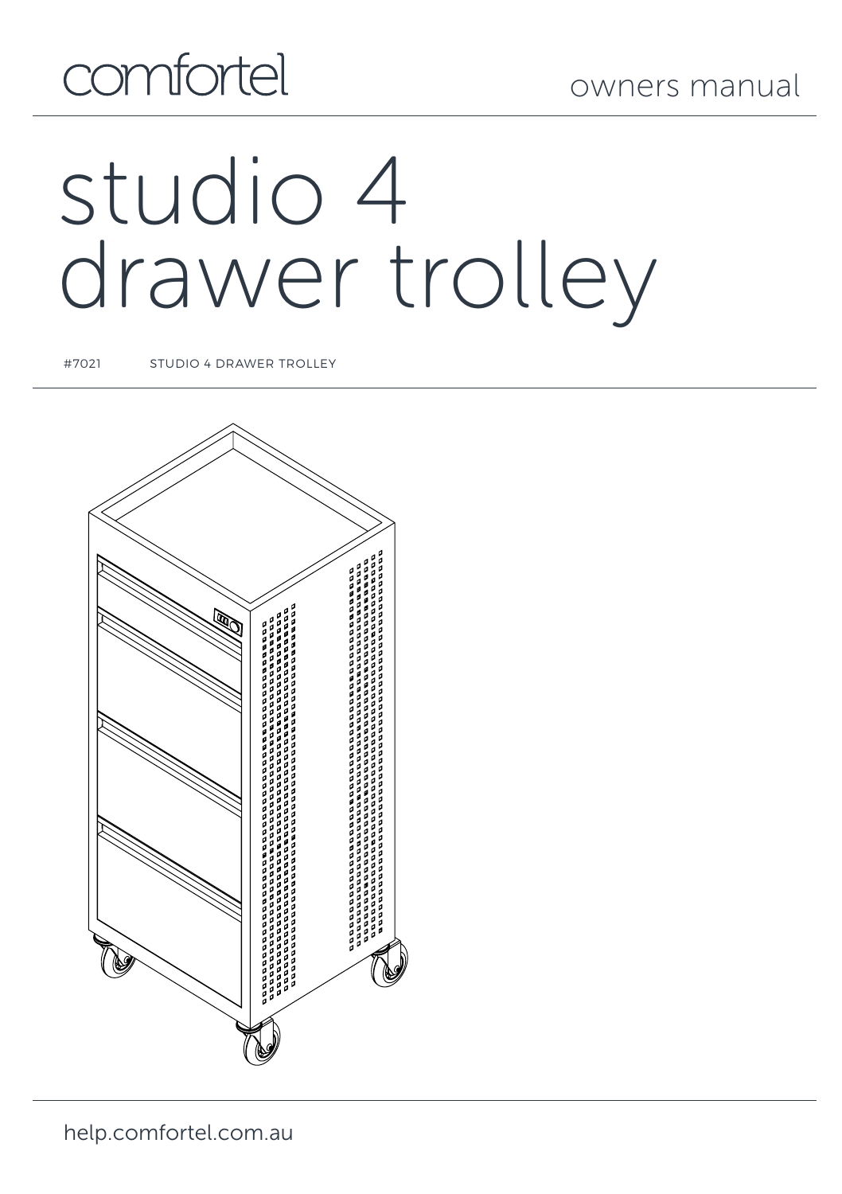comfortel

owners manual

# studio 4 drawer trolley

#7021 STUDIO 4 DRAWER TROLLEY

help.comfortel.com.au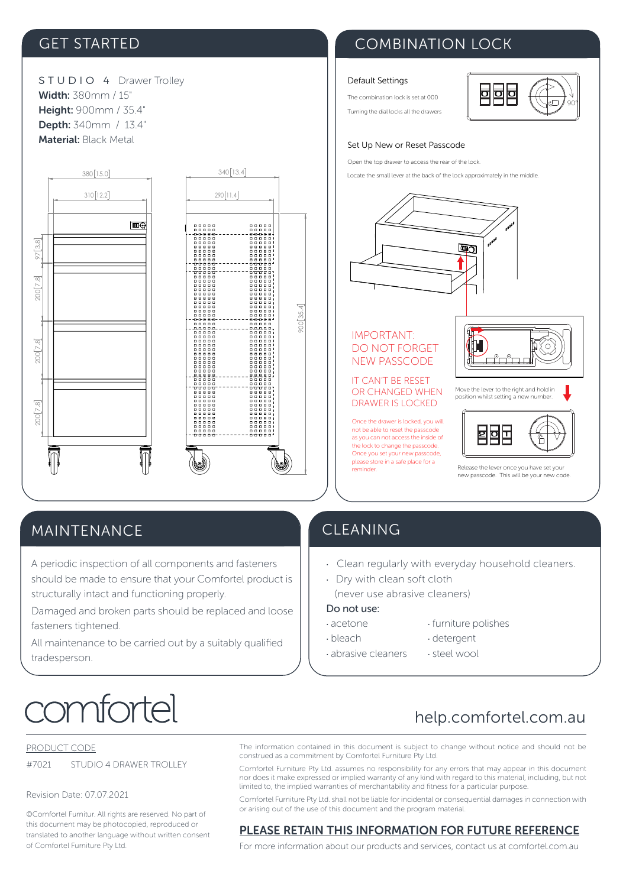## GET STARTED

STUDIO 4 Drawer Trolley

**Width:** 380mm / 15"

**Height:** 900mm / 35.4"

**Depth:** 340mm / 13.4"

**Material:** Black Metal

380[15.0]

310[12.2]

340[13.4]

290[11.4]

97[3.8]

200[7.8]

200[7.8]

200[7.8]

900[35.4]

## COMBINATION LOCK

Default Settings

The combination lock is set at 000

Turning the dial locks all the drawers

90°

Set Up New or Reset Passcode

Open the top drawer to access the rear of the lock.

Locate the small lever at the back of the lock approximately in the middle.

IMPORTANT: DO NOT FORGET NEW PASSCODE

IT CAN'T BE RESET OR CHANGED WHEN DRAWER IS LOCKED

Once the drawer is locked, you will not be able to reset the passcode as you can not access the inside of the lock to change the passcode. Once you set your new passcode, please store in a safe place for a reminder.

Move the lever to the right and hold in position whilst setting a new number.

Release the lever once you have set your new passcode. This will be your new code.

## MAINTENANCE

A periodic inspection of all components and fasteners should be made to ensure that your Comfortel product is structurally intact and functioning properly.

Damaged and broken parts should be replaced and loose fasteners tightened.

All maintenance to be carried out by a suitably qualified tradesperson.

## CLEANING

- Clean regularly with everyday household cleaners.
- Dry with clean soft cloth (never use abrasive cleaners)

Do not use:

- acetone
- bleach
- abrasive cleaners
- furniture polishes
- detergent
- steel wool

comfortel

help.comfortel.com.au

PRODUCT CODE

#7021 STUDIO 4 DRAWER TROLLEY

Revision Date: 07.07.2021

©Comfortel Furnitur. All rights are reserved. No part of this document may be photocopied, reproduced or translated to another language without written consent of Comfortel Furniture Pty Ltd.

The information contained in this document is subject to change without notice and should not be construed as a commitment by Comfortel Furniture Pty Ltd.

Comfortel Furniture Pty Ltd. assumes no responsibility for any errors that may appear in this document nor does it make expressed or implied warranty of any kind with regard to this material, including, but not limited to, the implied warranties of merchantability and fitness for a particular purpose.

Comfortel Furniture Pty Ltd. shall not be liable for incidental or consequential damages in connection with or arising out of the use of this document and the program material.

**PLEASE RETAIN THIS INFORMATION FOR FUTURE REFERENCE**

For more information about our products and services, contact us at comfortel.com.au